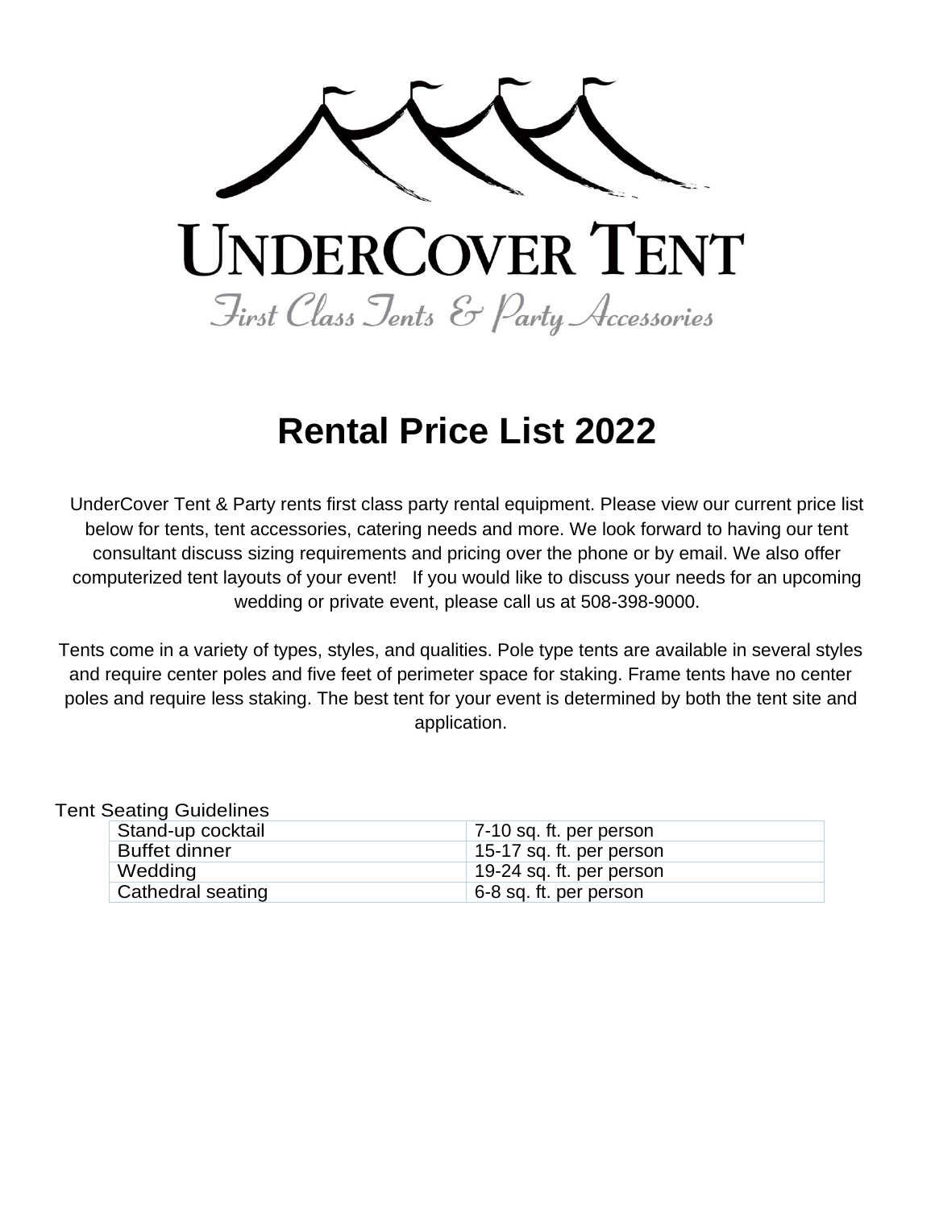# UnderCover Tent

*First Class Tents & Party Accessories*

# Rental Price List 2022

UnderCover Tent & Party rents first class party rental equipment. Please view our current price list below for tents, tent accessories, catering needs and more. We look forward to having our tent consultant discuss sizing requirements and pricing over the phone or by email. We also offer computerized tent layouts of your event! If you would like to discuss your needs for an upcoming wedding or private event, please call us at 508-398-9000.

Tents come in a variety of types, styles, and qualities. Pole type tents are available in several styles and require center poles and five feet of perimeter space for staking. Frame tents have no center poles and require less staking. The best tent for your event is determined by both the tent site and application.

Tent Seating Guidelines

| | |
|---|---|
| Stand-up cocktail | 7-10 sq. ft. per person |
| Buffet dinner | 15-17 sq. ft. per person |
| Wedding | 19-24 sq. ft. per person |
| Cathedral seating | 6-8 sq. ft. per person |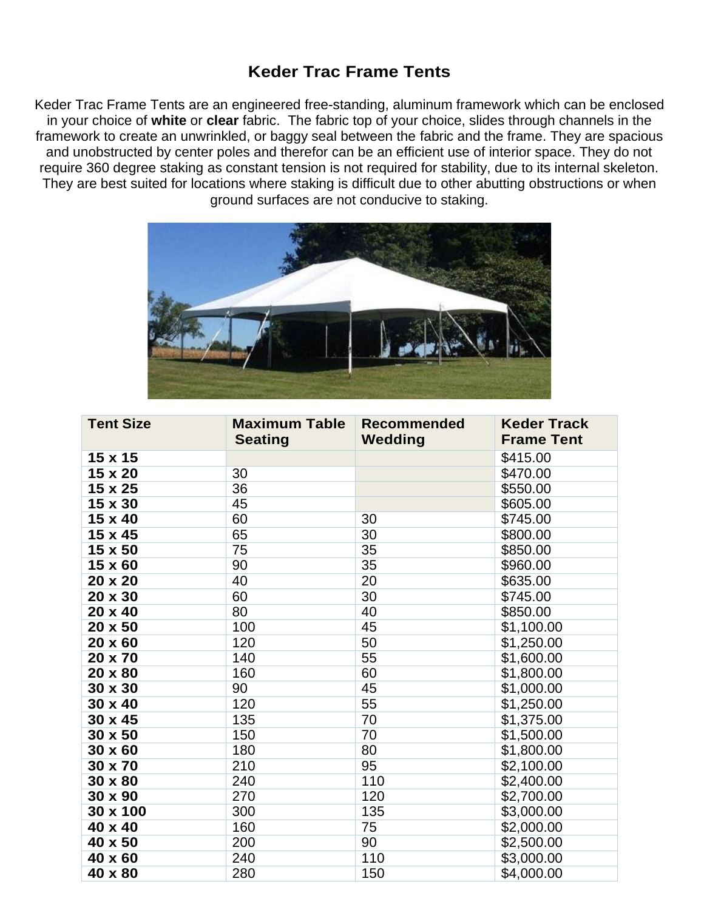# Keder Trac Frame Tents

Keder Trac Frame Tents are an engineered free-standing, aluminum framework which can be enclosed in your choice of **white** or **clear** fabric. The fabric top of your choice, slides through channels in the framework to create an unwrinkled, or baggy seal between the fabric and the frame. They are spacious and unobstructed by center poles and therefor can be an efficient use of interior space. They do not require 360 degree staking as constant tension is not required for stability, due to its internal skeleton. They are best suited for locations where staking is difficult due to other abutting obstructions or when ground surfaces are not conducive to staking.

| Tent Size | Maximum Table Seating | Recommended Wedding | Keder Track Frame Tent |
|---|---|---|---|
| **15 x 15** | | | $415.00 |
| **15 x 20** | 30 | | $470.00 |
| **15 x 25** | 36 | | $550.00 |
| **15 x 30** | 45 | | $605.00 |
| **15 x 40** | 60 | 30 | $745.00 |
| **15 x 45** | 65 | 30 | $800.00 |
| **15 x 50** | 75 | 35 | $850.00 |
| **15 x 60** | 90 | 35 | $960.00 |
| **20 x 20** | 40 | 20 | $635.00 |
| **20 x 30** | 60 | 30 | $745.00 |
| **20 x 40** | 80 | 40 | $850.00 |
| **20 x 50** | 100 | 45 | $1,100.00 |
| **20 x 60** | 120 | 50 | $1,250.00 |
| **20 x 70** | 140 | 55 | $1,600.00 |
| **20 x 80** | 160 | 60 | $1,800.00 |
| **30 x 30** | 90 | 45 | $1,000.00 |
| **30 x 40** | 120 | 55 | $1,250.00 |
| **30 x 45** | 135 | 70 | $1,375.00 |
| **30 x 50** | 150 | 70 | $1,500.00 |
| **30 x 60** | 180 | 80 | $1,800.00 |
| **30 x 70** | 210 | 95 | $2,100.00 |
| **30 x 80** | 240 | 110 | $2,400.00 |
| **30 x 90** | 270 | 120 | $2,700.00 |
| **30 x 100** | 300 | 135 | $3,000.00 |
| **40 x 40** | 160 | 75 | $2,000.00 |
| **40 x 50** | 200 | 90 | $2,500.00 |
| **40 x 60** | 240 | 110 | $3,000.00 |
| **40 x 80** | 280 | 150 | $4,000.00 |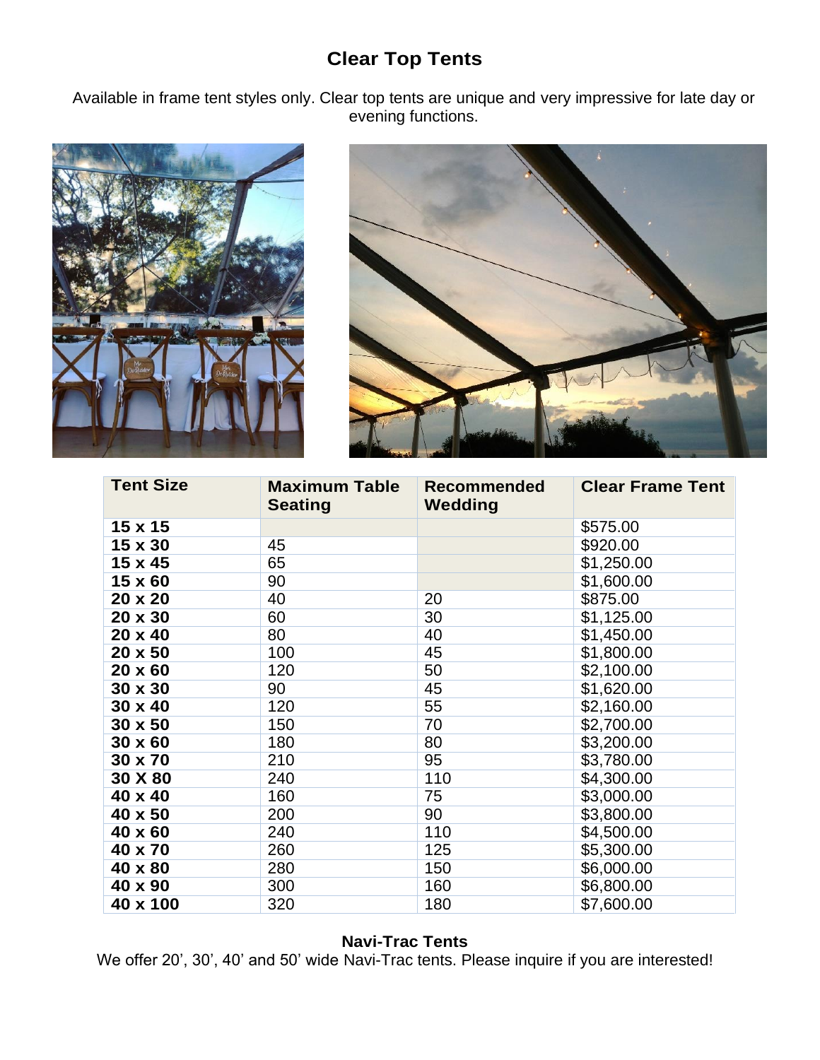## Clear Top Tents

Available in frame tent styles only. Clear top tents are unique and very impressive for late day or evening functions.

| Tent Size | Maximum Table Seating | Recommended Wedding | Clear Frame Tent |
|---|---|---|---|
| **15 x 15** | | | $575.00 |
| **15 x 30** | 45 | | $920.00 |
| **15 x 45** | 65 | | $1,250.00 |
| **15 x 60** | 90 | | $1,600.00 |
| **20 x 20** | 40 | 20 | $875.00 |
| **20 x 30** | 60 | 30 | $1,125.00 |
| **20 x 40** | 80 | 40 | $1,450.00 |
| **20 x 50** | 100 | 45 | $1,800.00 |
| **20 x 60** | 120 | 50 | $2,100.00 |
| **30 x 30** | 90 | 45 | $1,620.00 |
| **30 x 40** | 120 | 55 | $2,160.00 |
| **30 x 50** | 150 | 70 | $2,700.00 |
| **30 x 60** | 180 | 80 | $3,200.00 |
| **30 x 70** | 210 | 95 | $3,780.00 |
| **30 X 80** | 240 | 110 | $4,300.00 |
| **40 x 40** | 160 | 75 | $3,000.00 |
| **40 x 50** | 200 | 90 | $3,800.00 |
| **40 x 60** | 240 | 110 | $4,500.00 |
| **40 x 70** | 260 | 125 | $5,300.00 |
| **40 x 80** | 280 | 150 | $6,000.00 |
| **40 x 90** | 300 | 160 | $6,800.00 |
| **40 x 100** | 320 | 180 | $7,600.00 |

### Navi-Trac Tents

We offer 20', 30', 40' and 50' wide Navi-Trac tents. Please inquire if you are interested!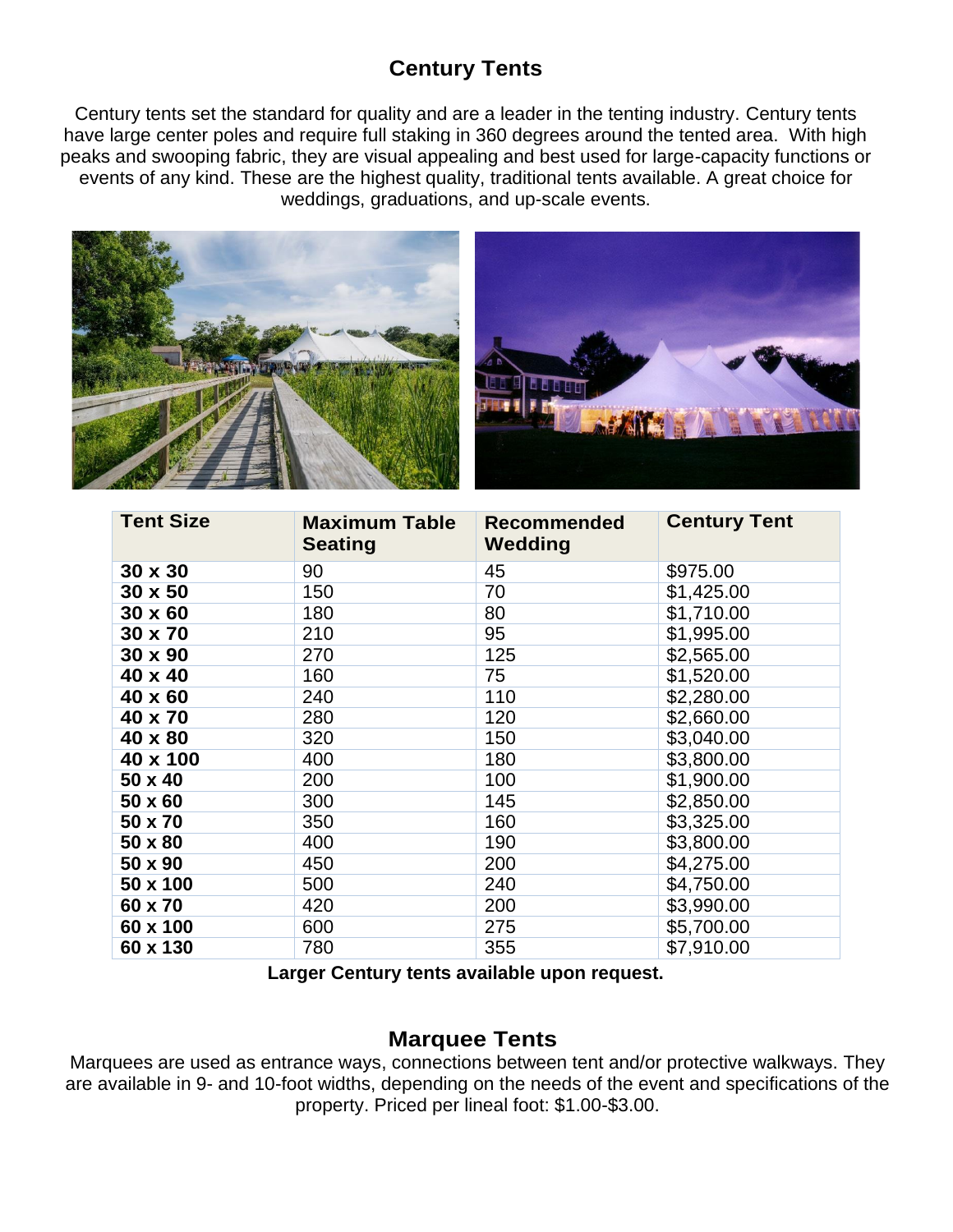## Century Tents

Century tents set the standard for quality and are a leader in the tenting industry. Century tents have large center poles and require full staking in 360 degrees around the tented area. With high peaks and swooping fabric, they are visual appealing and best used for large-capacity functions or events of any kind. These are the highest quality, traditional tents available. A great choice for weddings, graduations, and up-scale events.

| Tent Size | Maximum Table Seating | Recommended Wedding | Century Tent |
|---|---|---|---|
| **30 x 30** | 90 | 45 | $975.00 |
| **30 x 50** | 150 | 70 | $1,425.00 |
| **30 x 60** | 180 | 80 | $1,710.00 |
| **30 x 70** | 210 | 95 | $1,995.00 |
| **30 x 90** | 270 | 125 | $2,565.00 |
| **40 x 40** | 160 | 75 | $1,520.00 |
| **40 x 60** | 240 | 110 | $2,280.00 |
| **40 x 70** | 280 | 120 | $2,660.00 |
| **40 x 80** | 320 | 150 | $3,040.00 |
| **40 x 100** | 400 | 180 | $3,800.00 |
| **50 x 40** | 200 | 100 | $1,900.00 |
| **50 x 60** | 300 | 145 | $2,850.00 |
| **50 x 70** | 350 | 160 | $3,325.00 |
| **50 x 80** | 400 | 190 | $3,800.00 |
| **50 x 90** | 450 | 200 | $4,275.00 |
| **50 x 100** | 500 | 240 | $4,750.00 |
| **60 x 70** | 420 | 200 | $3,990.00 |
| **60 x 100** | 600 | 275 | $5,700.00 |
| **60 x 130** | 780 | 355 | $7,910.00 |

**Larger Century tents available upon request.**

## Marquee Tents

Marquees are used as entrance ways, connections between tent and/or protective walkways. They are available in 9- and 10-foot widths, depending on the needs of the event and specifications of the property. Priced per lineal foot: $1.00-$3.00.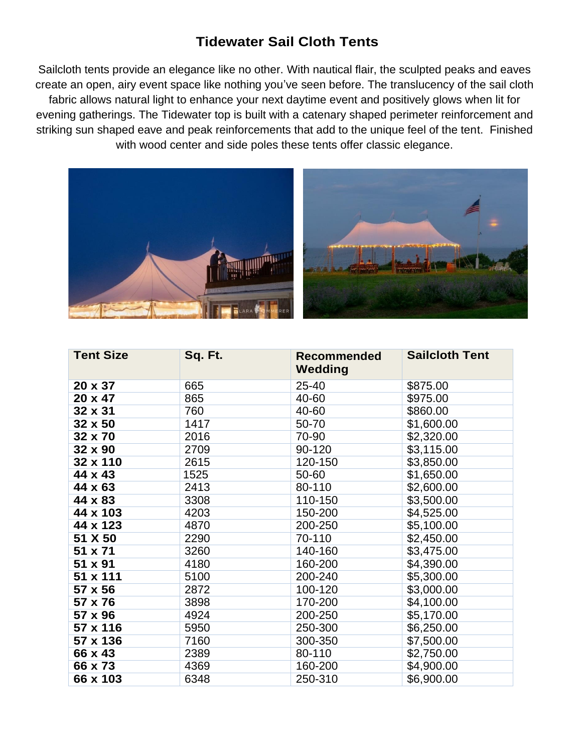# Tidewater Sail Cloth Tents

Sailcloth tents provide an elegance like no other. With nautical flair, the sculpted peaks and eaves create an open, airy event space like nothing you've seen before. The translucency of the sail cloth fabric allows natural light to enhance your next daytime event and positively glows when lit for evening gatherings. The Tidewater top is built with a catenary shaped perimeter reinforcement and striking sun shaped eave and peak reinforcements that add to the unique feel of the tent. Finished with wood center and side poles these tents offer classic elegance.

| Tent Size | Sq. Ft. | Recommended Wedding | Sailcloth Tent |
|---|---|---|---|
| **20 x 37** | 665 | 25-40 | $875.00 |
| **20 x 47** | 865 | 40-60 | $975.00 |
| **32 x 31** | 760 | 40-60 | $860.00 |
| **32 x 50** | 1417 | 50-70 | $1,600.00 |
| **32 x 70** | 2016 | 70-90 | $2,320.00 |
| **32 x 90** | 2709 | 90-120 | $3,115.00 |
| **32 x 110** | 2615 | 120-150 | $3,850.00 |
| **44 x 43** | 1525 | 50-60 | $1,650.00 |
| **44 x 63** | 2413 | 80-110 | $2,600.00 |
| **44 x 83** | 3308 | 110-150 | $3,500.00 |
| **44 x 103** | 4203 | 150-200 | $4,525.00 |
| **44 x 123** | 4870 | 200-250 | $5,100.00 |
| **51 X 50** | 2290 | 70-110 | $2,450.00 |
| **51 x 71** | 3260 | 140-160 | $3,475.00 |
| **51 x 91** | 4180 | 160-200 | $4,390.00 |
| **51 x 111** | 5100 | 200-240 | $5,300.00 |
| **57 x 56** | 2872 | 100-120 | $3,000.00 |
| **57 x 76** | 3898 | 170-200 | $4,100.00 |
| **57 x 96** | 4924 | 200-250 | $5,170.00 |
| **57 x 116** | 5950 | 250-300 | $6,250.00 |
| **57 x 136** | 7160 | 300-350 | $7,500.00 |
| **66 x 43** | 2389 | 80-110 | $2,750.00 |
| **66 x 73** | 4369 | 160-200 | $4,900.00 |
| **66 x 103** | 6348 | 250-310 | $6,900.00 |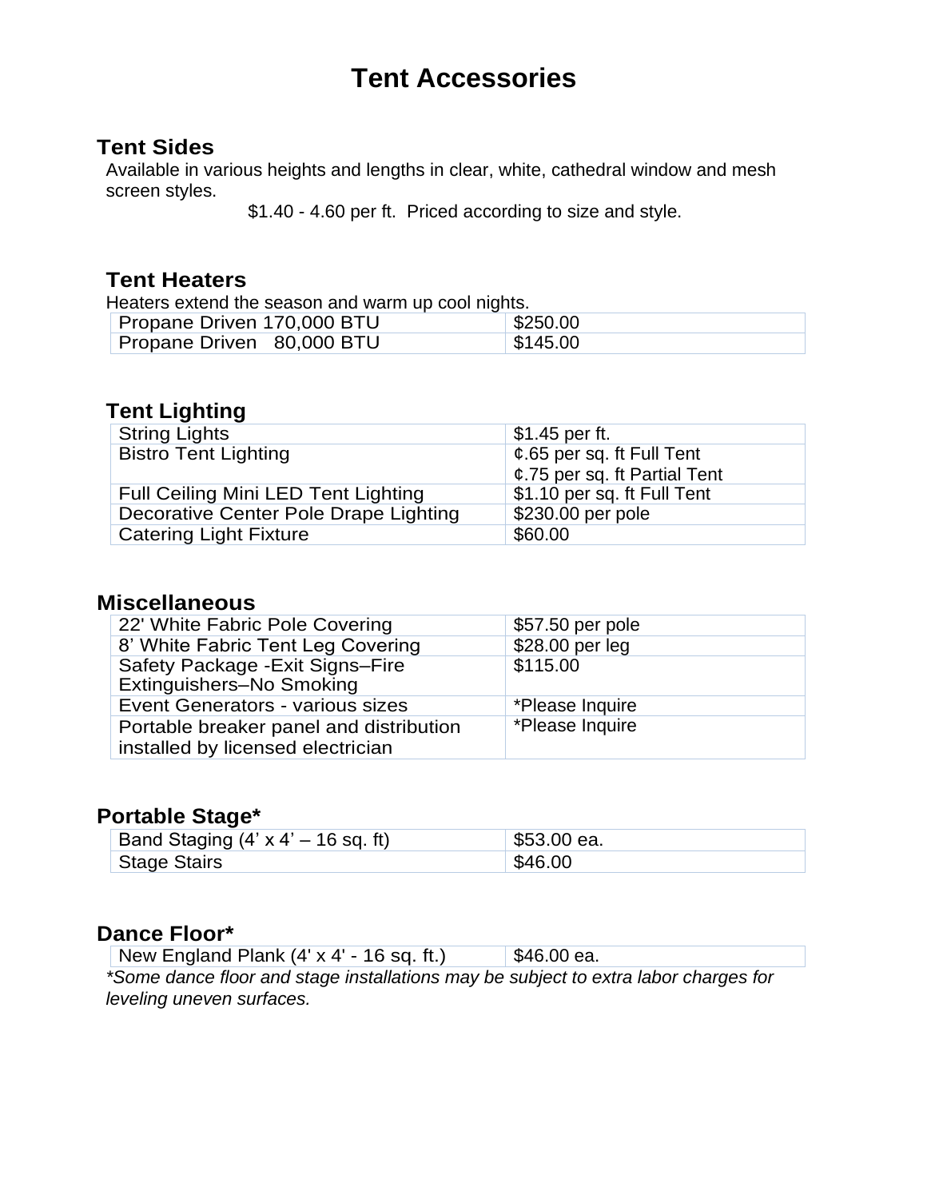# Tent Accessories

## Tent Sides

Available in various heights and lengths in clear, white, cathedral window and mesh screen styles.

$1.40 - 4.60 per ft.  Priced according to size and style.

## Tent Heaters

Heaters extend the season and warm up cool nights.

| Item | Price |
|---|---|
| Propane Driven 170,000 BTU | $250.00 |
| Propane Driven 80,000 BTU | $145.00 |

## Tent Lighting

| Item | Price |
|---|---|
| String Lights | $1.45 per ft. |
| Bistro Tent Lighting | ¢.65 per sq. ft Full Tent<br>¢.75 per sq. ft Partial Tent |
| Full Ceiling Mini LED Tent Lighting | $1.10 per sq. ft Full Tent |
| Decorative Center Pole Drape Lighting | $230.00 per pole |
| Catering Light Fixture | $60.00 |

## Miscellaneous

| Item | Price |
|---|---|
| 22' White Fabric Pole Covering | $57.50 per pole |
| 8' White Fabric Tent Leg Covering | $28.00 per leg |
| Safety Package -Exit Signs–Fire Extinguishers–No Smoking | $115.00 |
| Event Generators - various sizes | *Please Inquire |
| Portable breaker panel and distribution installed by licensed electrician | *Please Inquire |

## Portable Stage*

| Item | Price |
|---|---|
| Band Staging (4' x 4' – 16 sq. ft) | $53.00 ea. |
| Stage Stairs | $46.00 |

## Dance Floor*

| Item | Price |
|---|---|
| New England Plank (4' x 4' - 16 sq. ft.) | $46.00 ea. |

*\*Some dance floor and stage installations may be subject to extra labor charges for leveling uneven surfaces.*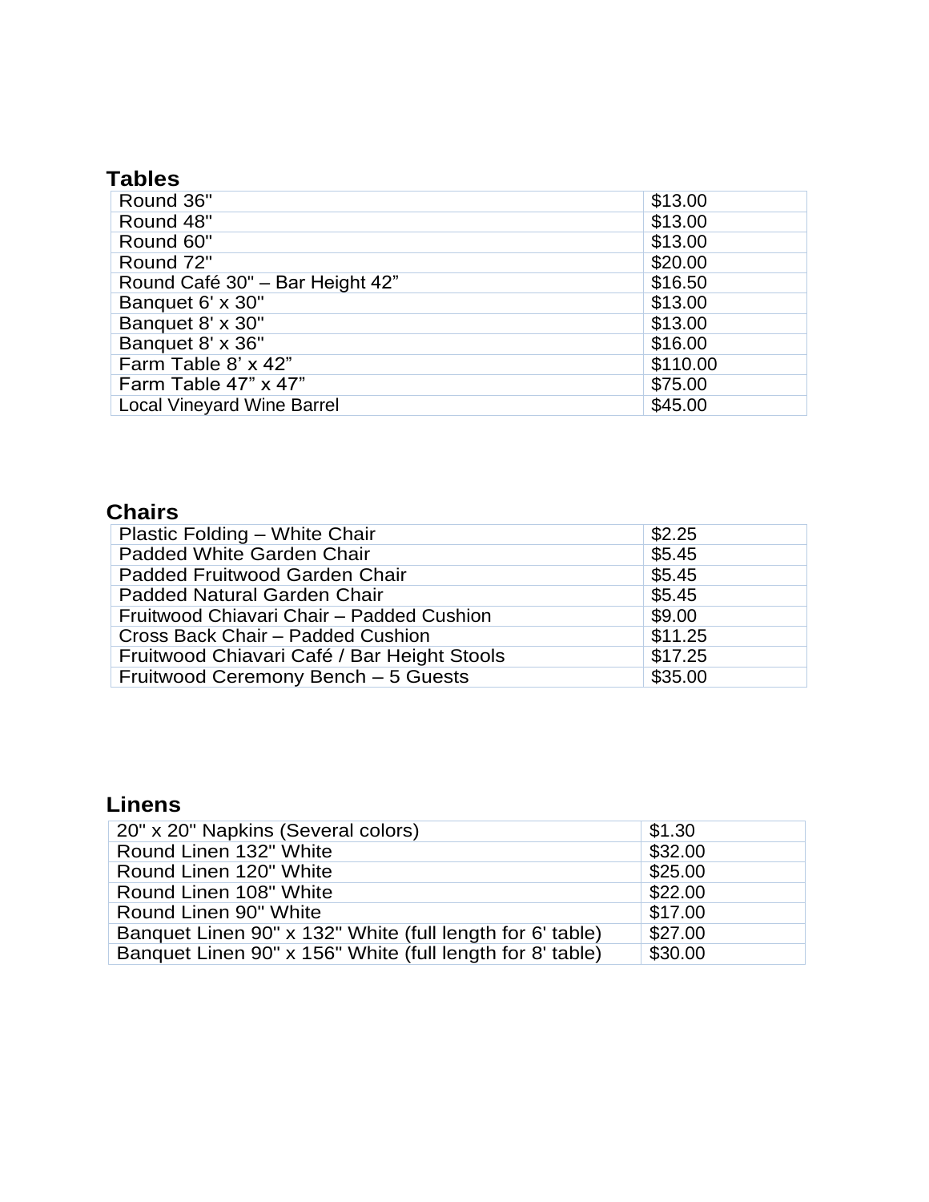## Tables

| Item | Price |
|---|---|
| Round 36" | $13.00 |
| Round 48" | $13.00 |
| Round 60" | $13.00 |
| Round 72" | $20.00 |
| Round Café 30" – Bar Height 42” | $16.50 |
| Banquet 6' x 30" | $13.00 |
| Banquet 8' x 30" | $13.00 |
| Banquet 8' x 36" | $16.00 |
| Farm Table 8’ x 42” | $110.00 |
| Farm Table 47” x 47” | $75.00 |
| Local Vineyard Wine Barrel | $45.00 |

## Chairs

| Item | Price |
|---|---|
| Plastic Folding – White Chair | $2.25 |
| Padded White Garden Chair | $5.45 |
| Padded Fruitwood Garden Chair | $5.45 |
| Padded Natural Garden Chair | $5.45 |
| Fruitwood Chiavari Chair – Padded Cushion | $9.00 |
| Cross Back Chair – Padded Cushion | $11.25 |
| Fruitwood Chiavari Café / Bar Height Stools | $17.25 |
| Fruitwood Ceremony Bench – 5 Guests | $35.00 |

## Linens

| Item | Price |
|---|---|
| 20" x 20" Napkins (Several colors) | $1.30 |
| Round Linen 132" White | $32.00 |
| Round Linen 120" White | $25.00 |
| Round Linen 108" White | $22.00 |
| Round Linen 90" White | $17.00 |
| Banquet Linen 90" x 132" White (full length for 6' table) | $27.00 |
| Banquet Linen 90" x 156" White (full length for 8' table) | $30.00 |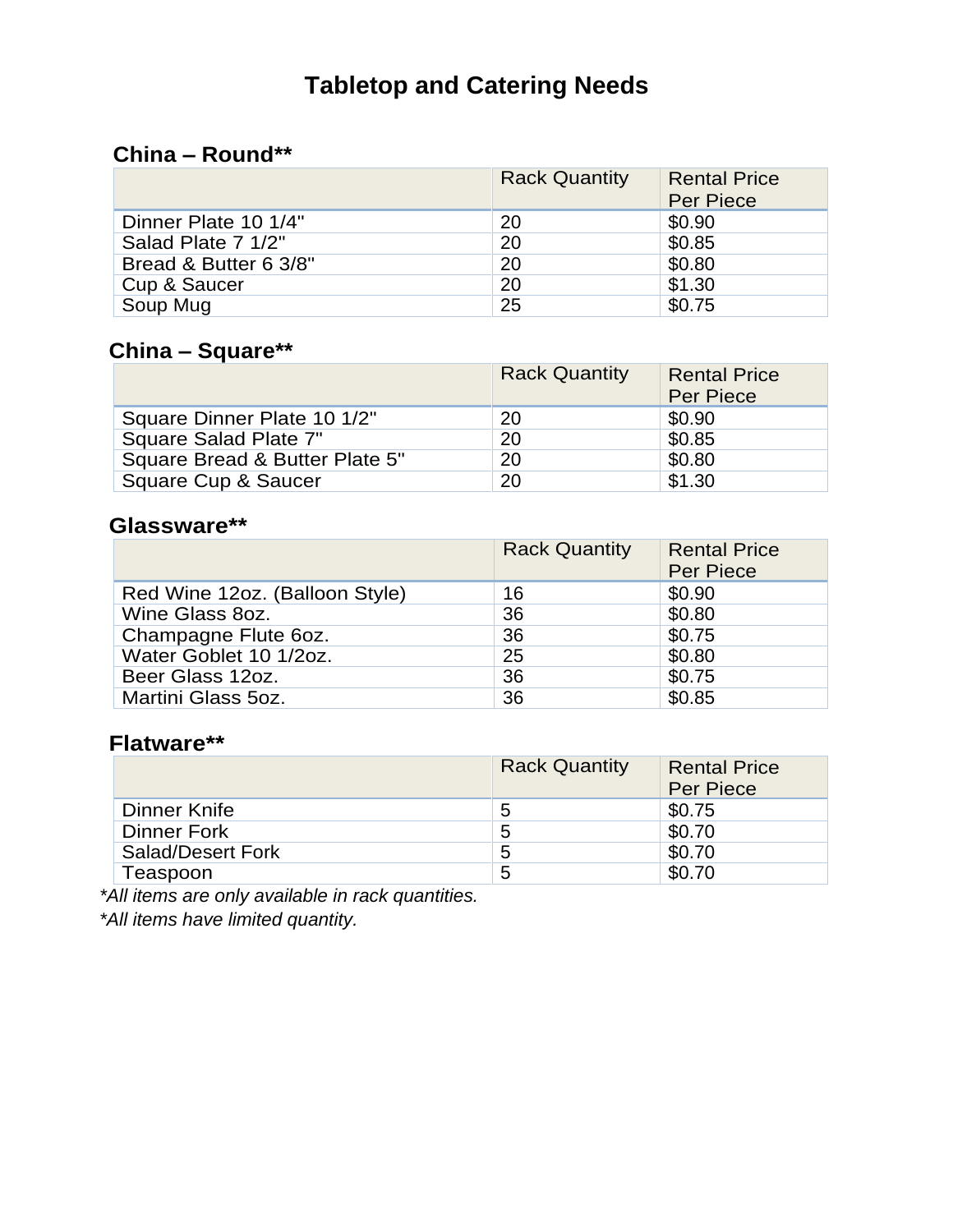# Tabletop and Catering Needs

## China – Round**

| | Rack Quantity | Rental Price Per Piece |
|---|---|---|
| Dinner Plate 10 1/4" | 20 | $0.90 |
| Salad Plate 7 1/2" | 20 | $0.85 |
| Bread & Butter 6 3/8" | 20 | $0.80 |
| Cup & Saucer | 20 | $1.30 |
| Soup Mug | 25 | $0.75 |

## China – Square**

| | Rack Quantity | Rental Price Per Piece |
|---|---|---|
| Square Dinner Plate 10 1/2" | 20 | $0.90 |
| Square Salad Plate 7" | 20 | $0.85 |
| Square Bread & Butter Plate 5" | 20 | $0.80 |
| Square Cup & Saucer | 20 | $1.30 |

## Glassware**

| | Rack Quantity | Rental Price Per Piece |
|---|---|---|
| Red Wine 12oz. (Balloon Style) | 16 | $0.90 |
| Wine Glass 8oz. | 36 | $0.80 |
| Champagne Flute 6oz. | 36 | $0.75 |
| Water Goblet 10 1/2oz. | 25 | $0.80 |
| Beer Glass 12oz. | 36 | $0.75 |
| Martini Glass 5oz. | 36 | $0.85 |

## Flatware**

| | Rack Quantity | Rental Price Per Piece |
|---|---|---|
| Dinner Knife | 5 | $0.75 |
| Dinner Fork | 5 | $0.70 |
| Salad/Desert Fork | 5 | $0.70 |
| Teaspoon | 5 | $0.70 |

*\*All items are only available in rack quantities.*

*\*All items have limited quantity.*